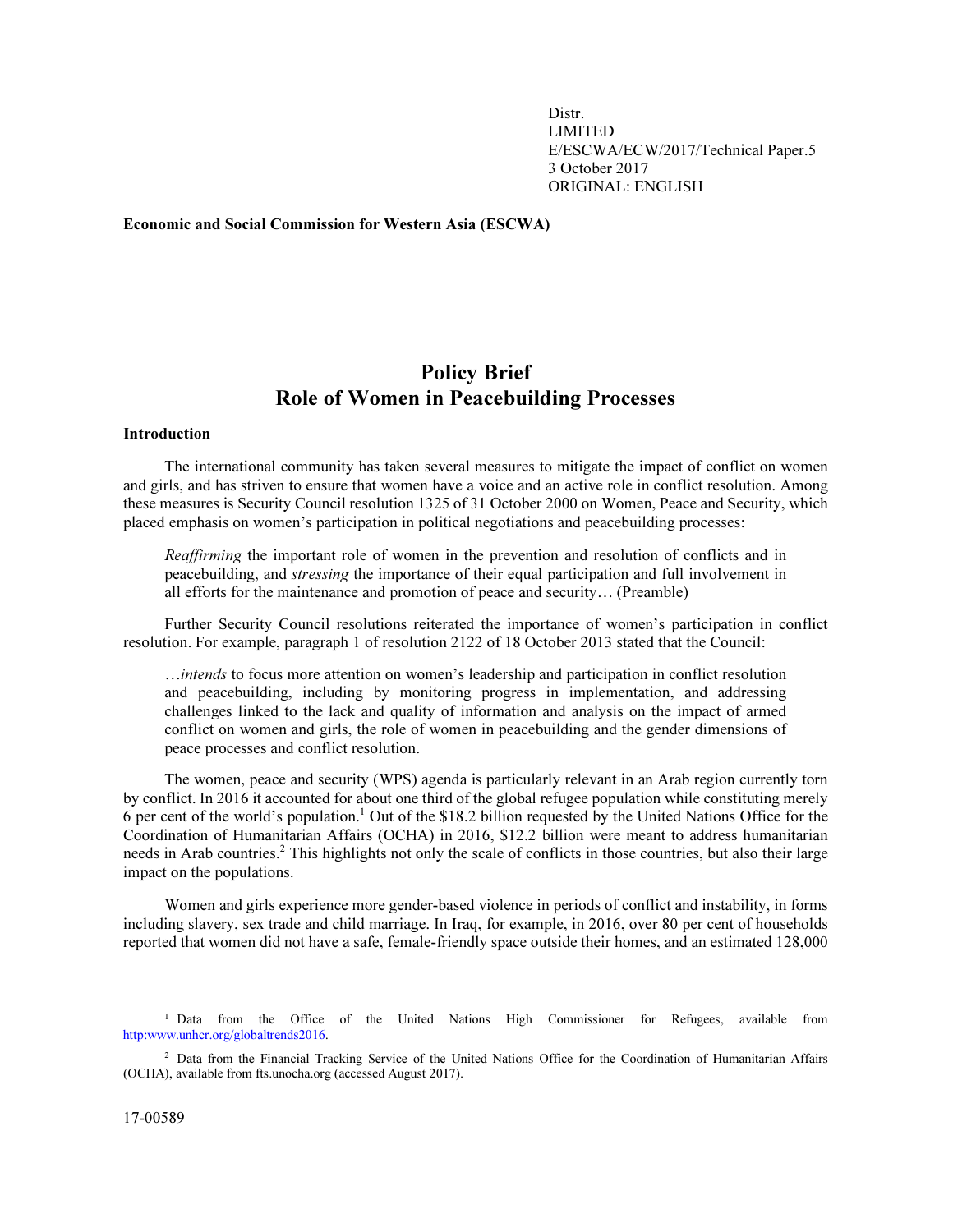Distr.
LIMITED
E/ESCWA/ECW/2017/Technical Paper.5
3 October 2017
ORIGINAL: ENGLISH

**Economic and Social Commission for Western Asia (ESCWA)**

# Policy Brief
# Role of Women in Peacebuilding Processes

## Introduction

The international community has taken several measures to mitigate the impact of conflict on women and girls, and has striven to ensure that women have a voice and an active role in conflict resolution. Among these measures is Security Council resolution 1325 of 31 October 2000 on Women, Peace and Security, which placed emphasis on women's participation in political negotiations and peacebuilding processes:

> *Reaffirming* the important role of women in the prevention and resolution of conflicts and in peacebuilding, and *stressing* the importance of their equal participation and full involvement in all efforts for the maintenance and promotion of peace and security… (Preamble)

Further Security Council resolutions reiterated the importance of women's participation in conflict resolution. For example, paragraph 1 of resolution 2122 of 18 October 2013 stated that the Council:

> …*intends* to focus more attention on women's leadership and participation in conflict resolution and peacebuilding, including by monitoring progress in implementation, and addressing challenges linked to the lack and quality of information and analysis on the impact of armed conflict on women and girls, the role of women in peacebuilding and the gender dimensions of peace processes and conflict resolution.

The women, peace and security (WPS) agenda is particularly relevant in an Arab region currently torn by conflict. In 2016 it accounted for about one third of the global refugee population while constituting merely 6 per cent of the world's population.[1] Out of the $18.2 billion requested by the United Nations Office for the Coordination of Humanitarian Affairs (OCHA) in 2016, $12.2 billion were meant to address humanitarian needs in Arab countries.[2] This highlights not only the scale of conflicts in those countries, but also their large impact on the populations.

Women and girls experience more gender-based violence in periods of conflict and instability, in forms including slavery, sex trade and child marriage. In Iraq, for example, in 2016, over 80 per cent of households reported that women did not have a safe, female-friendly space outside their homes, and an estimated 128,000

---

[1] Data from the Office of the United Nations High Commissioner for Refugees, available from http:www.unhcr.org/globaltrends2016.

[2] Data from the Financial Tracking Service of the United Nations Office for the Coordination of Humanitarian Affairs (OCHA), available from fts.unocha.org (accessed August 2017).

17-00589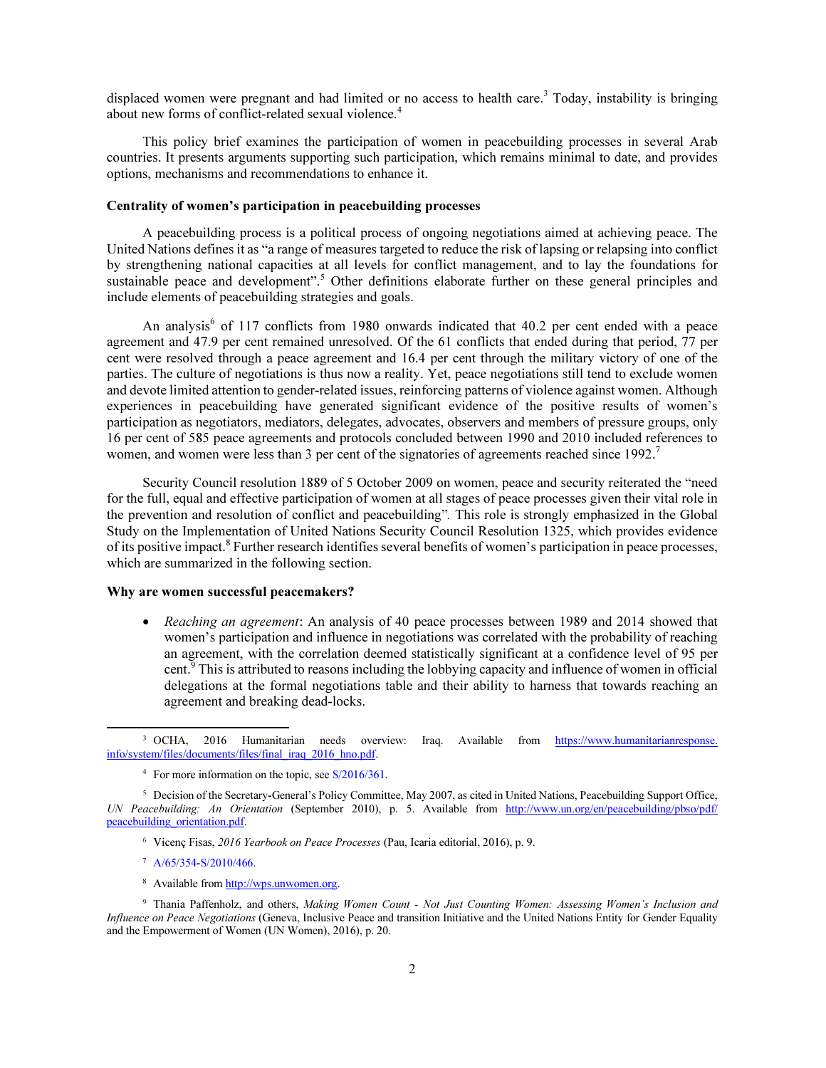displaced women were pregnant and had limited or no access to health care.[3] Today, instability is bringing about new forms of conflict-related sexual violence.[4]

This policy brief examines the participation of women in peacebuilding processes in several Arab countries. It presents arguments supporting such participation, which remains minimal to date, and provides options, mechanisms and recommendations to enhance it.

**Centrality of women's participation in peacebuilding processes**

A peacebuilding process is a political process of ongoing negotiations aimed at achieving peace. The United Nations defines it as "a range of measures targeted to reduce the risk of lapsing or relapsing into conflict by strengthening national capacities at all levels for conflict management, and to lay the foundations for sustainable peace and development".[5] Other definitions elaborate further on these general principles and include elements of peacebuilding strategies and goals.

An analysis[6] of 117 conflicts from 1980 onwards indicated that 40.2 per cent ended with a peace agreement and 47.9 per cent remained unresolved. Of the 61 conflicts that ended during that period, 77 per cent were resolved through a peace agreement and 16.4 per cent through the military victory of one of the parties. The culture of negotiations is thus now a reality. Yet, peace negotiations still tend to exclude women and devote limited attention to gender-related issues, reinforcing patterns of violence against women. Although experiences in peacebuilding have generated significant evidence of the positive results of women's participation as negotiators, mediators, delegates, advocates, observers and members of pressure groups, only 16 per cent of 585 peace agreements and protocols concluded between 1990 and 2010 included references to women, and women were less than 3 per cent of the signatories of agreements reached since 1992.[7]

Security Council resolution 1889 of 5 October 2009 on women, peace and security reiterated the "need for the full, equal and effective participation of women at all stages of peace processes given their vital role in the prevention and resolution of conflict and peacebuilding". This role is strongly emphasized in the Global Study on the Implementation of United Nations Security Council Resolution 1325, which provides evidence of its positive impact.[8] Further research identifies several benefits of women's participation in peace processes, which are summarized in the following section.

**Why are women successful peacemakers?**

- *Reaching an agreement*: An analysis of 40 peace processes between 1989 and 2014 showed that women's participation and influence in negotiations was correlated with the probability of reaching an agreement, with the correlation deemed statistically significant at a confidence level of 95 per cent.[9] This is attributed to reasons including the lobbying capacity and influence of women in official delegations at the formal negotiations table and their ability to harness that towards reaching an agreement and breaking dead-locks.

---

[3] OCHA, 2016 Humanitarian needs overview: Iraq. Available from https://www.humanitarianresponse.info/system/files/documents/files/final_iraq_2016_hno.pdf.

[4] For more information on the topic, see S/2016/361.

[5] Decision of the Secretary-General's Policy Committee, May 2007, as cited in United Nations, Peacebuilding Support Office, *UN Peacebuilding: An Orientation* (September 2010), p. 5. Available from http://www.un.org/en/peacebuilding/pbso/pdf/peacebuilding_orientation.pdf.

[6] Vicenç Fisas, *2016 Yearbook on Peace Processes* (Pau, Icaria editorial, 2016), p. 9.

[7] A/65/354-S/2010/466.

[8] Available from http://wps.unwomen.org.

[9] Thania Paffenholz, and others, *Making Women Count - Not Just Counting Women: Assessing Women's Inclusion and Influence on Peace Negotiations* (Geneva, Inclusive Peace and transition Initiative and the United Nations Entity for Gender Equality and the Empowerment of Women (UN Women), 2016), p. 20.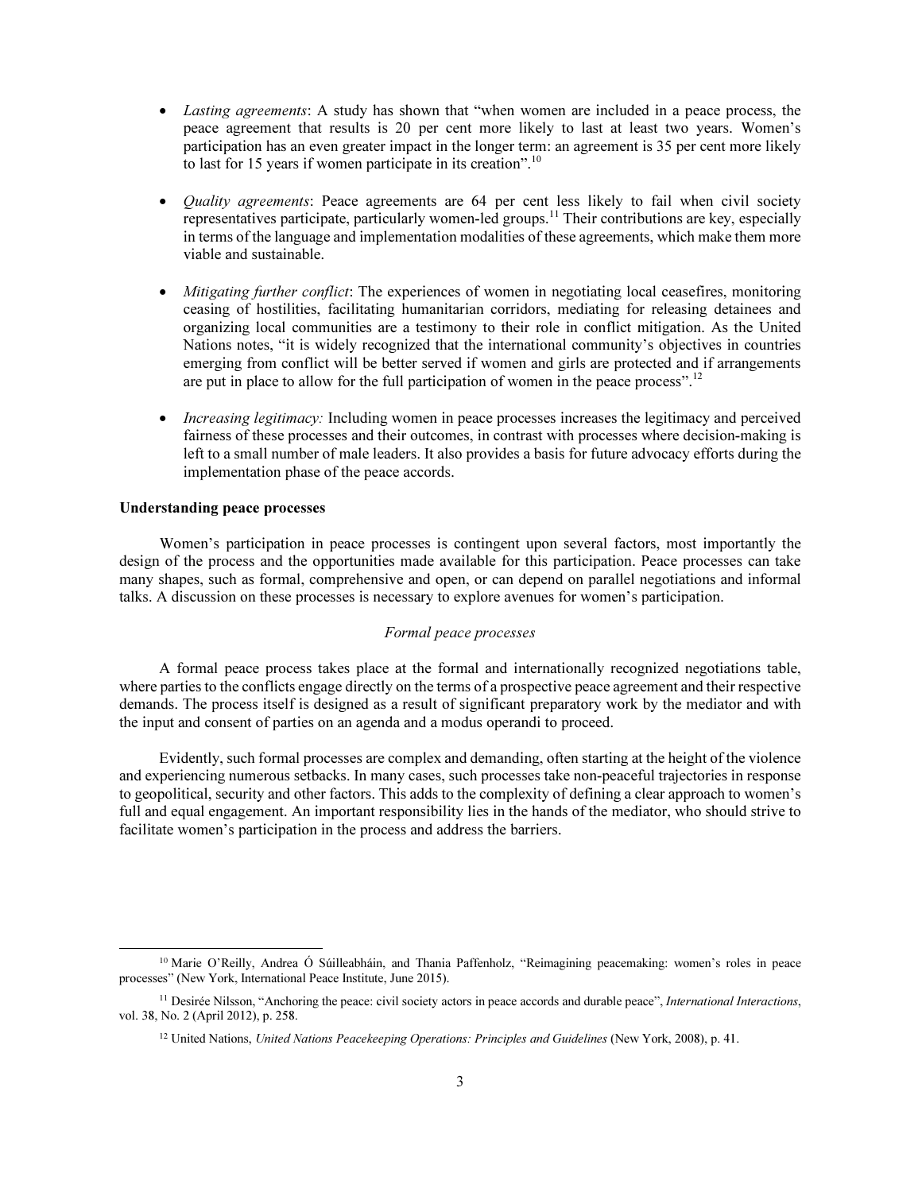- *Lasting agreements*: A study has shown that "when women are included in a peace process, the peace agreement that results is 20 per cent more likely to last at least two years. Women's participation has an even greater impact in the longer term: an agreement is 35 per cent more likely to last for 15 years if women participate in its creation".[10]

- *Quality agreements*: Peace agreements are 64 per cent less likely to fail when civil society representatives participate, particularly women-led groups.[11] Their contributions are key, especially in terms of the language and implementation modalities of these agreements, which make them more viable and sustainable.

- *Mitigating further conflict*: The experiences of women in negotiating local ceasefires, monitoring ceasing of hostilities, facilitating humanitarian corridors, mediating for releasing detainees and organizing local communities are a testimony to their role in conflict mitigation. As the United Nations notes, "it is widely recognized that the international community's objectives in countries emerging from conflict will be better served if women and girls are protected and if arrangements are put in place to allow for the full participation of women in the peace process".[12]

- *Increasing legitimacy:* Including women in peace processes increases the legitimacy and perceived fairness of these processes and their outcomes, in contrast with processes where decision-making is left to a small number of male leaders. It also provides a basis for future advocacy efforts during the implementation phase of the peace accords.

**Understanding peace processes**

Women's participation in peace processes is contingent upon several factors, most importantly the design of the process and the opportunities made available for this participation. Peace processes can take many shapes, such as formal, comprehensive and open, or can depend on parallel negotiations and informal talks. A discussion on these processes is necessary to explore avenues for women's participation.

*Formal peace processes*

A formal peace process takes place at the formal and internationally recognized negotiations table, where parties to the conflicts engage directly on the terms of a prospective peace agreement and their respective demands. The process itself is designed as a result of significant preparatory work by the mediator and with the input and consent of parties on an agenda and a modus operandi to proceed.

Evidently, such formal processes are complex and demanding, often starting at the height of the violence and experiencing numerous setbacks. In many cases, such processes take non-peaceful trajectories in response to geopolitical, security and other factors. This adds to the complexity of defining a clear approach to women's full and equal engagement. An important responsibility lies in the hands of the mediator, who should strive to facilitate women's participation in the process and address the barriers.

---

[10] Marie O'Reilly, Andrea Ó Súilleabháin, and Thania Paffenholz, "Reimagining peacemaking: women's roles in peace processes" (New York, International Peace Institute, June 2015).

[11] Desirée Nilsson, "Anchoring the peace: civil society actors in peace accords and durable peace", *International Interactions*, vol. 38, No. 2 (April 2012), p. 258.

[12] United Nations, *United Nations Peacekeeping Operations: Principles and Guidelines* (New York, 2008), p. 41.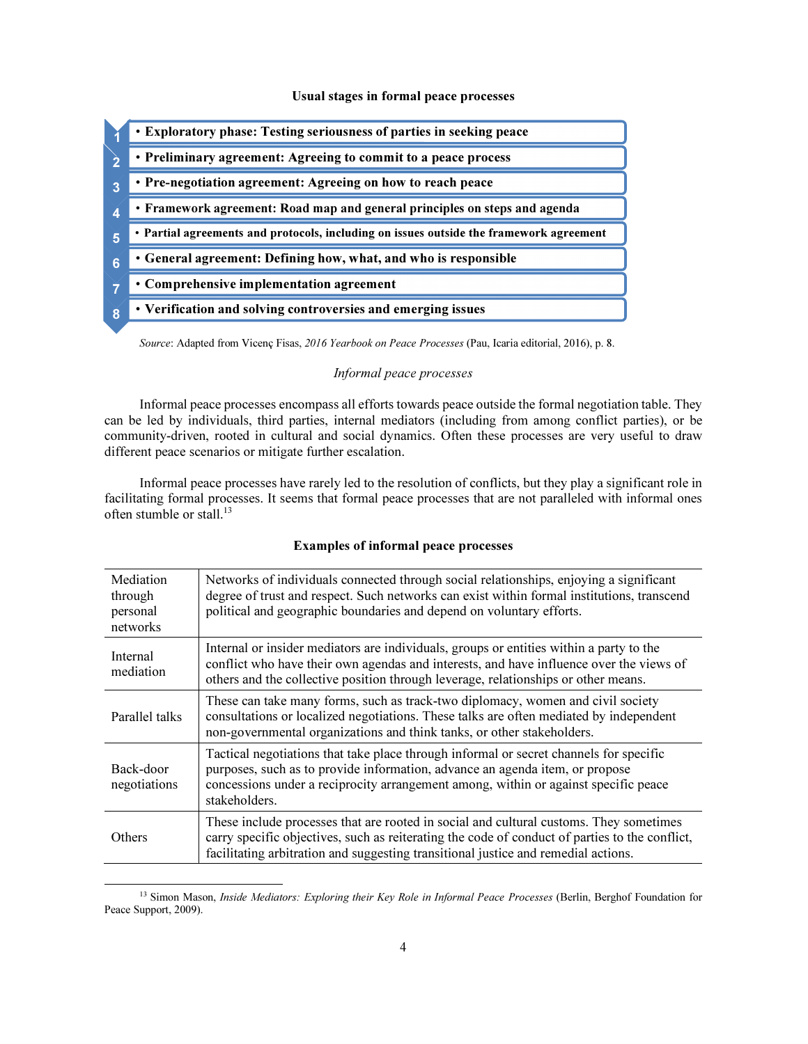**Usual stages in formal peace processes**

1. **Exploratory phase: Testing seriousness of parties in seeking peace**
2. **Preliminary agreement: Agreeing to commit to a peace process**
3. **Pre-negotiation agreement: Agreeing on how to reach peace**
4. **Framework agreement: Road map and general principles on steps and agenda**
5. **Partial agreements and protocols, including on issues outside the framework agreement**
6. **General agreement: Defining how, what, and who is responsible**
7. **Comprehensive implementation agreement**
8. **Verification and solving controversies and emerging issues**

*Source*: Adapted from Vicenç Fisas, *2016 Yearbook on Peace Processes* (Pau, Icaria editorial, 2016), p. 8.

*Informal peace processes*

Informal peace processes encompass all efforts towards peace outside the formal negotiation table. They can be led by individuals, third parties, internal mediators (including from among conflict parties), or be community-driven, rooted in cultural and social dynamics. Often these processes are very useful to draw different peace scenarios or mitigate further escalation.

Informal peace processes have rarely led to the resolution of conflicts, but they play a significant role in facilitating formal processes. It seems that formal peace processes that are not paralleled with informal ones often stumble or stall.[13]

**Examples of informal peace processes**

| | |
|---|---|
| Mediation through personal networks | Networks of individuals connected through social relationships, enjoying a significant degree of trust and respect. Such networks can exist within formal institutions, transcend political and geographic boundaries and depend on voluntary efforts. |
| Internal mediation | Internal or insider mediators are individuals, groups or entities within a party to the conflict who have their own agendas and interests, and have influence over the views of others and the collective position through leverage, relationships or other means. |
| Parallel talks | These can take many forms, such as track-two diplomacy, women and civil society consultations or localized negotiations. These talks are often mediated by independent non-governmental organizations and think tanks, or other stakeholders. |
| Back-door negotiations | Tactical negotiations that take place through informal or secret channels for specific purposes, such as to provide information, advance an agenda item, or propose concessions under a reciprocity arrangement among, within or against specific peace stakeholders. |
| Others | These include processes that are rooted in social and cultural customs. They sometimes carry specific objectives, such as reiterating the code of conduct of parties to the conflict, facilitating arbitration and suggesting transitional justice and remedial actions. |

[13] Simon Mason, *Inside Mediators: Exploring their Key Role in Informal Peace Processes* (Berlin, Berghof Foundation for Peace Support, 2009).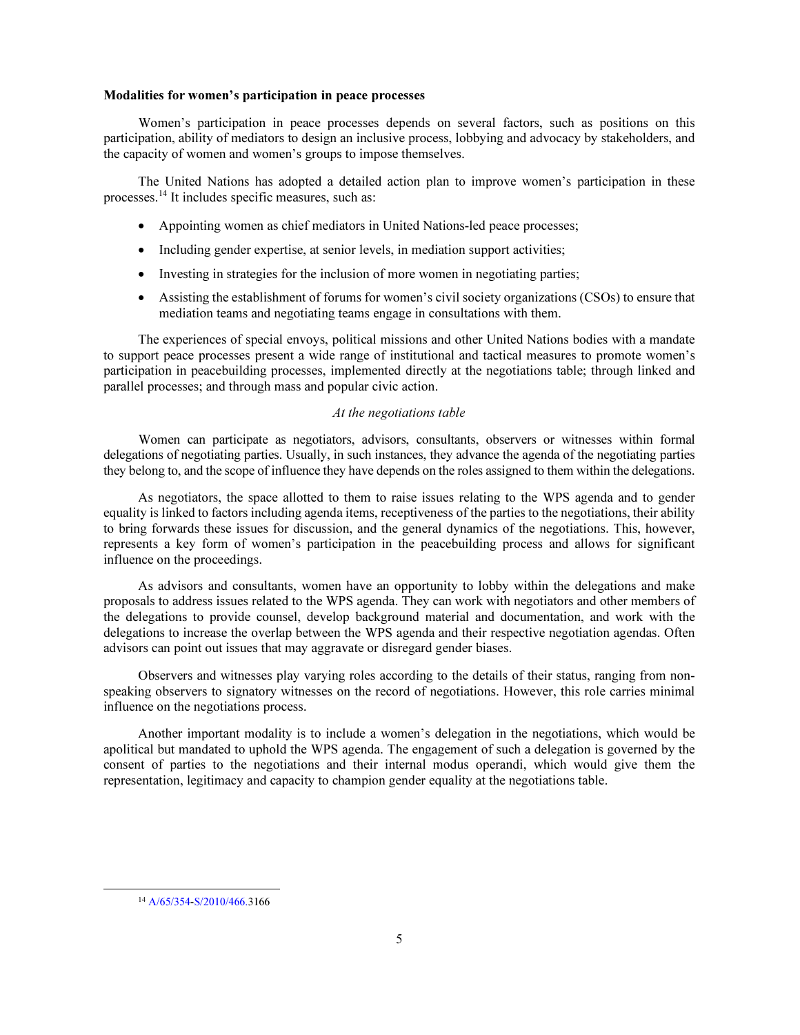**Modalities for women's participation in peace processes**

Women's participation in peace processes depends on several factors, such as positions on this participation, ability of mediators to design an inclusive process, lobbying and advocacy by stakeholders, and the capacity of women and women's groups to impose themselves.

The United Nations has adopted a detailed action plan to improve women's participation in these processes.[14] It includes specific measures, such as:

- Appointing women as chief mediators in United Nations-led peace processes;
- Including gender expertise, at senior levels, in mediation support activities;
- Investing in strategies for the inclusion of more women in negotiating parties;
- Assisting the establishment of forums for women's civil society organizations (CSOs) to ensure that mediation teams and negotiating teams engage in consultations with them.

The experiences of special envoys, political missions and other United Nations bodies with a mandate to support peace processes present a wide range of institutional and tactical measures to promote women's participation in peacebuilding processes, implemented directly at the negotiations table; through linked and parallel processes; and through mass and popular civic action.

*At the negotiations table*

Women can participate as negotiators, advisors, consultants, observers or witnesses within formal delegations of negotiating parties. Usually, in such instances, they advance the agenda of the negotiating parties they belong to, and the scope of influence they have depends on the roles assigned to them within the delegations.

As negotiators, the space allotted to them to raise issues relating to the WPS agenda and to gender equality is linked to factors including agenda items, receptiveness of the parties to the negotiations, their ability to bring forwards these issues for discussion, and the general dynamics of the negotiations. This, however, represents a key form of women's participation in the peacebuilding process and allows for significant influence on the proceedings.

As advisors and consultants, women have an opportunity to lobby within the delegations and make proposals to address issues related to the WPS agenda. They can work with negotiators and other members of the delegations to provide counsel, develop background material and documentation, and work with the delegations to increase the overlap between the WPS agenda and their respective negotiation agendas. Often advisors can point out issues that may aggravate or disregard gender biases.

Observers and witnesses play varying roles according to the details of their status, ranging from non-speaking observers to signatory witnesses on the record of negotiations. However, this role carries minimal influence on the negotiations process.

Another important modality is to include a women's delegation in the negotiations, which would be apolitical but mandated to uphold the WPS agenda. The engagement of such a delegation is governed by the consent of parties to the negotiations and their internal modus operandi, which would give them the representation, legitimacy and capacity to champion gender equality at the negotiations table.

---

[14] A/65/354-S/2010/466.3166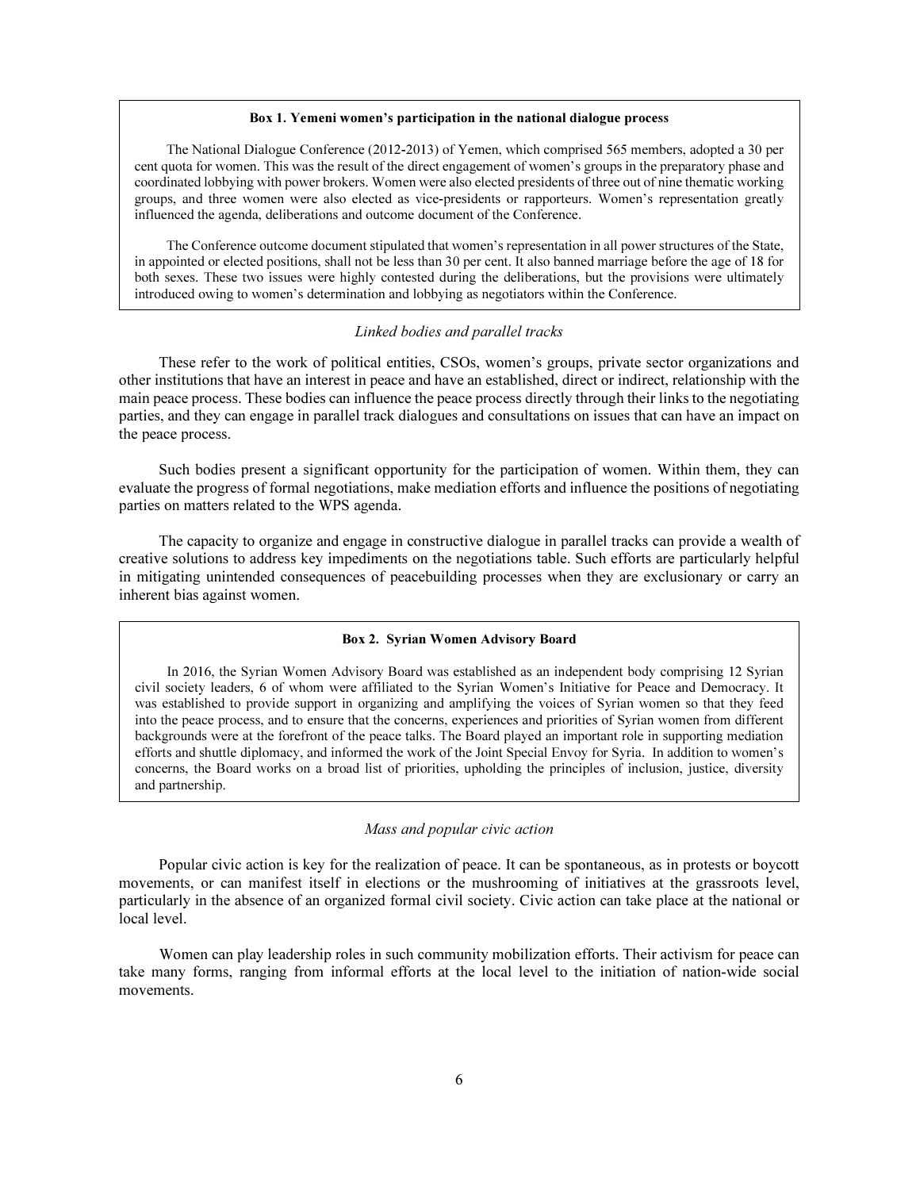> **Box 1. Yemeni women's participation in the national dialogue process**
>
> The National Dialogue Conference (2012-2013) of Yemen, which comprised 565 members, adopted a 30 per cent quota for women. This was the result of the direct engagement of women's groups in the preparatory phase and coordinated lobbying with power brokers. Women were also elected presidents of three out of nine thematic working groups, and three women were also elected as vice-presidents or rapporteurs. Women's representation greatly influenced the agenda, deliberations and outcome document of the Conference.
>
> The Conference outcome document stipulated that women's representation in all power structures of the State, in appointed or elected positions, shall not be less than 30 per cent. It also banned marriage before the age of 18 for both sexes. These two issues were highly contested during the deliberations, but the provisions were ultimately introduced owing to women's determination and lobbying as negotiators within the Conference.

*Linked bodies and parallel tracks*

These refer to the work of political entities, CSOs, women's groups, private sector organizations and other institutions that have an interest in peace and have an established, direct or indirect, relationship with the main peace process. These bodies can influence the peace process directly through their links to the negotiating parties, and they can engage in parallel track dialogues and consultations on issues that can have an impact on the peace process.

Such bodies present a significant opportunity for the participation of women. Within them, they can evaluate the progress of formal negotiations, make mediation efforts and influence the positions of negotiating parties on matters related to the WPS agenda.

The capacity to organize and engage in constructive dialogue in parallel tracks can provide a wealth of creative solutions to address key impediments on the negotiations table. Such efforts are particularly helpful in mitigating unintended consequences of peacebuilding processes when they are exclusionary or carry an inherent bias against women.

> **Box 2. Syrian Women Advisory Board**
>
> In 2016, the Syrian Women Advisory Board was established as an independent body comprising 12 Syrian civil society leaders, 6 of whom were affiliated to the Syrian Women's Initiative for Peace and Democracy. It was established to provide support in organizing and amplifying the voices of Syrian women so that they feed into the peace process, and to ensure that the concerns, experiences and priorities of Syrian women from different backgrounds were at the forefront of the peace talks. The Board played an important role in supporting mediation efforts and shuttle diplomacy, and informed the work of the Joint Special Envoy for Syria. In addition to women's concerns, the Board works on a broad list of priorities, upholding the principles of inclusion, justice, diversity and partnership.

*Mass and popular civic action*

Popular civic action is key for the realization of peace. It can be spontaneous, as in protests or boycott movements, or can manifest itself in elections or the mushrooming of initiatives at the grassroots level, particularly in the absence of an organized formal civil society. Civic action can take place at the national or local level.

Women can play leadership roles in such community mobilization efforts. Their activism for peace can take many forms, ranging from informal efforts at the local level to the initiation of nation-wide social movements.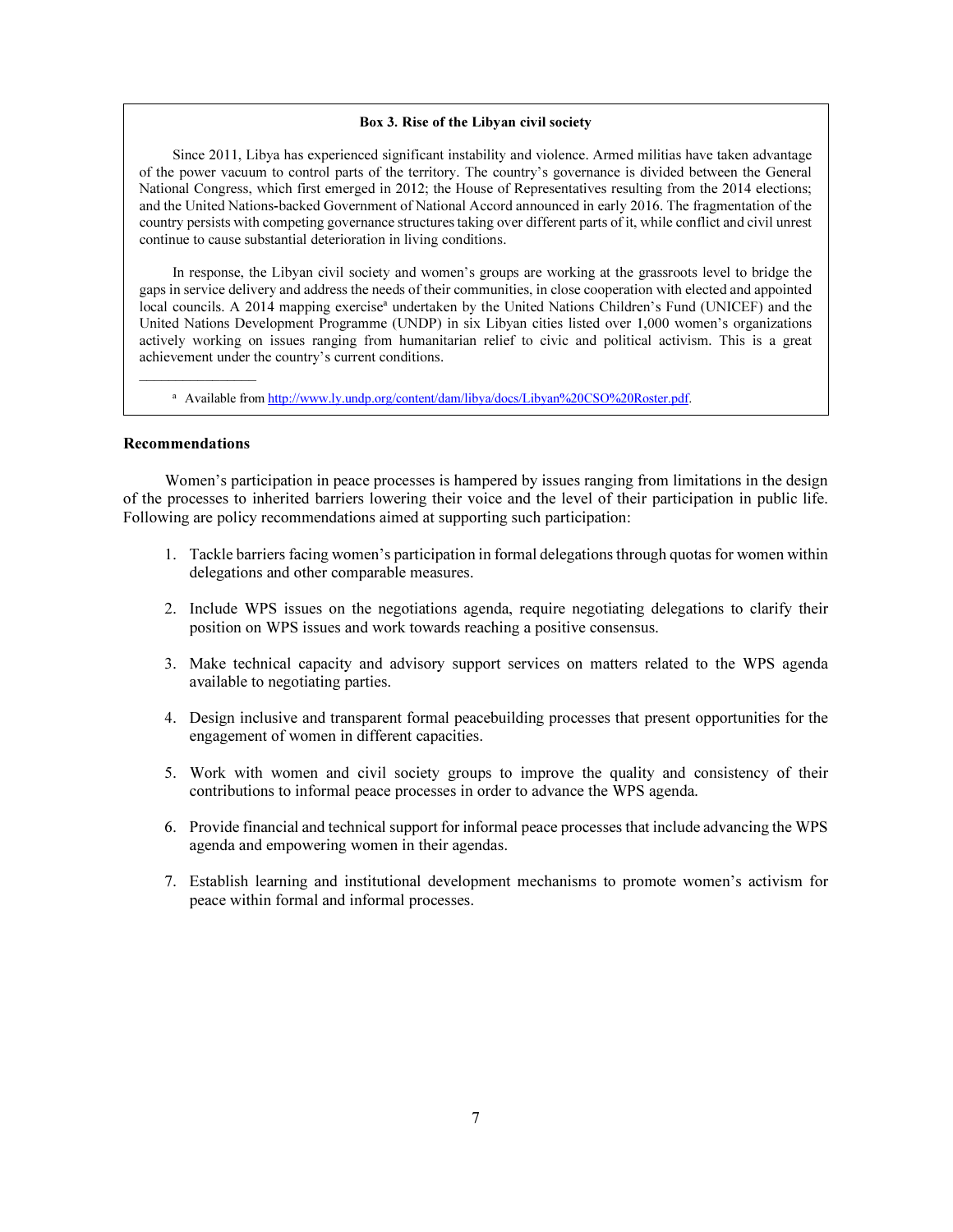**Box 3. Rise of the Libyan civil society**

Since 2011, Libya has experienced significant instability and violence. Armed militias have taken advantage of the power vacuum to control parts of the territory. The country's governance is divided between the General National Congress, which first emerged in 2012; the House of Representatives resulting from the 2014 elections; and the United Nations-backed Government of National Accord announced in early 2016. The fragmentation of the country persists with competing governance structures taking over different parts of it, while conflict and civil unrest continue to cause substantial deterioration in living conditions.

In response, the Libyan civil society and women's groups are working at the grassroots level to bridge the gaps in service delivery and address the needs of their communities, in close cooperation with elected and appointed local councils. A 2014 mapping exercise[a] undertaken by the United Nations Children's Fund (UNICEF) and the United Nations Development Programme (UNDP) in six Libyan cities listed over 1,000 women's organizations actively working on issues ranging from humanitarian relief to civic and political activism. This is a great achievement under the country's current conditions.

[a] Available from http://www.ly.undp.org/content/dam/libya/docs/Libyan%20CSO%20Roster.pdf.

**Recommendations**

Women's participation in peace processes is hampered by issues ranging from limitations in the design of the processes to inherited barriers lowering their voice and the level of their participation in public life. Following are policy recommendations aimed at supporting such participation:

1. Tackle barriers facing women's participation in formal delegations through quotas for women within delegations and other comparable measures.

2. Include WPS issues on the negotiations agenda, require negotiating delegations to clarify their position on WPS issues and work towards reaching a positive consensus.

3. Make technical capacity and advisory support services on matters related to the WPS agenda available to negotiating parties.

4. Design inclusive and transparent formal peacebuilding processes that present opportunities for the engagement of women in different capacities.

5. Work with women and civil society groups to improve the quality and consistency of their contributions to informal peace processes in order to advance the WPS agenda.

6. Provide financial and technical support for informal peace processes that include advancing the WPS agenda and empowering women in their agendas.

7. Establish learning and institutional development mechanisms to promote women's activism for peace within formal and informal processes.